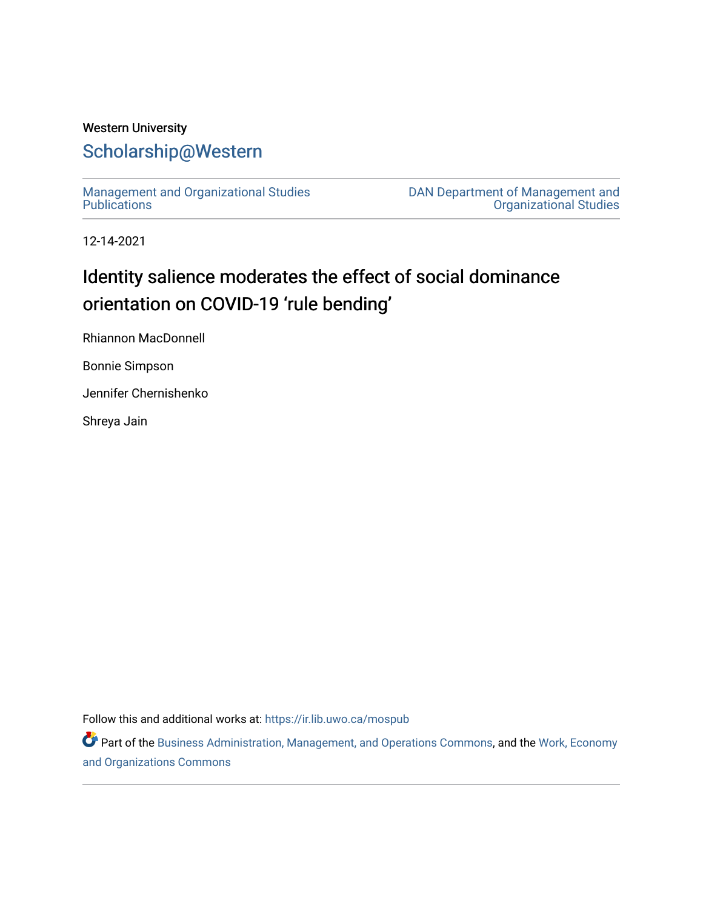Western University

# Scholarship@Western

Management and Organizational Studies Publications

DAN Department of Management and Organizational Studies

12-14-2021

## Identity salience moderates the effect of social dominance orientation on COVID-19 'rule bending'

Rhiannon MacDonnell

Bonnie Simpson

Jennifer Chernishenko

Shreya Jain

Follow this and additional works at: https://ir.lib.uwo.ca/mospub

Part of the Business Administration, Management, and Operations Commons, and the Work, Economy and Organizations Commons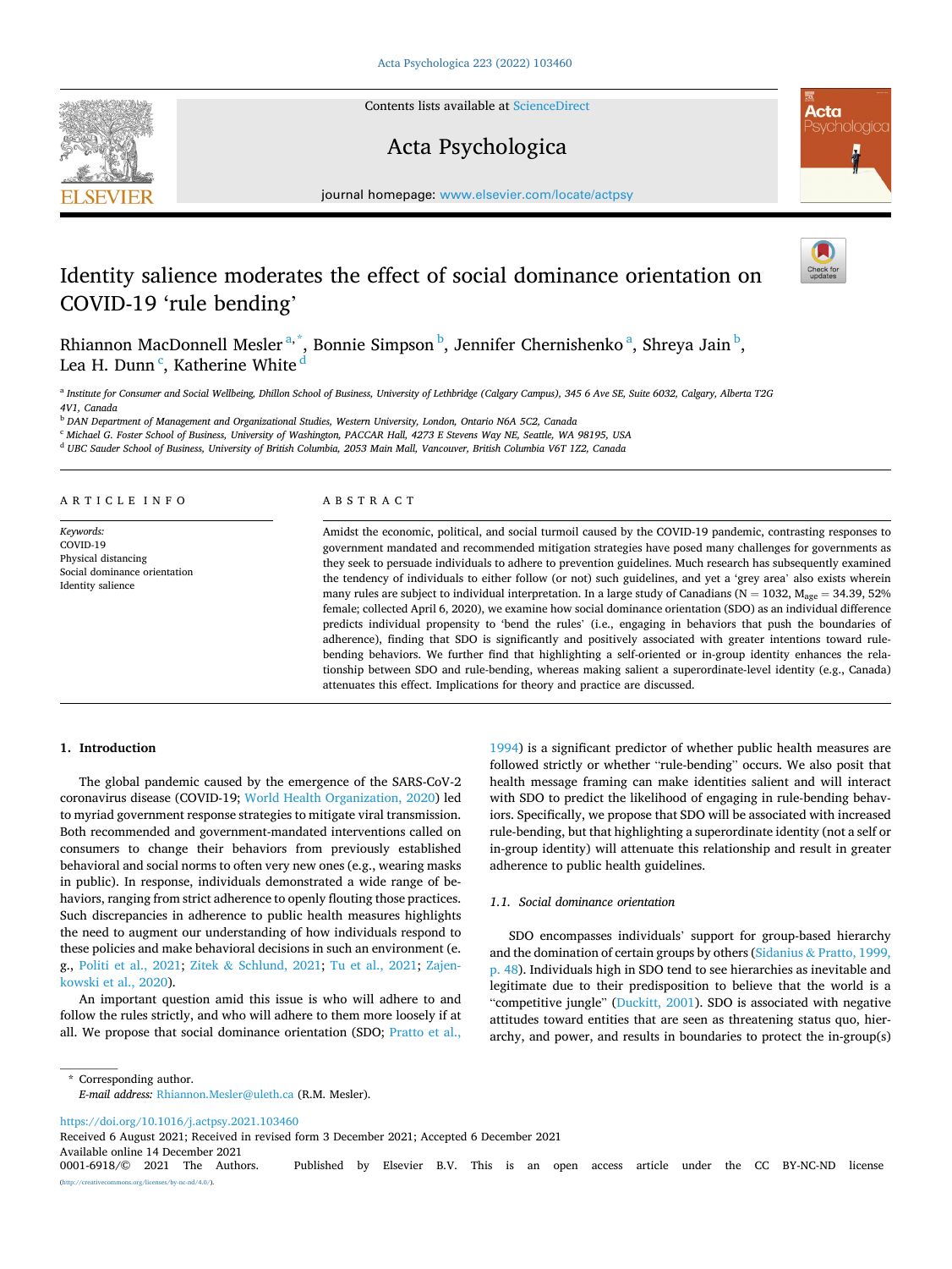# Identity salience moderates the effect of social dominance orientation on COVID-19 'rule bending'

Rhiannon MacDonnell Mesler[a,*], Bonnie Simpson[b], Jennifer Chernishenko[a], Shreya Jain[b], Lea H. Dunn[c], Katherine White[d]

[a] Institute for Consumer and Social Wellbeing, Dhillon School of Business, University of Lethbridge (Calgary Campus), 345 6 Ave SE, Suite 6032, Calgary, Alberta T2G 4V1, Canada

[b] DAN Department of Management and Organizational Studies, Western University, London, Ontario N6A 5C2, Canada

[c] Michael G. Foster School of Business, University of Washington, PACCAR Hall, 4273 E Stevens Way NE, Seattle, WA 98195, USA

[d] UBC Sauder School of Business, University of British Columbia, 2053 Main Mall, Vancouver, British Columbia V6T 1Z2, Canada

## ARTICLE INFO

*Keywords:*
COVID-19
Physical distancing
Social dominance orientation
Identity salience

## ABSTRACT

Amidst the economic, political, and social turmoil caused by the COVID-19 pandemic, contrasting responses to government mandated and recommended mitigation strategies have posed many challenges for governments as they seek to persuade individuals to adhere to prevention guidelines. Much research has subsequently examined the tendency of individuals to either follow (or not) such guidelines, and yet a 'grey area' also exists wherein many rules are subject to individual interpretation. In a large study of Canadians ($N = 1032$, $M_{age} = 34.39$, 52% female; collected April 6, 2020), we examine how social dominance orientation (SDO) as an individual difference predicts individual propensity to 'bend the rules' (i.e., engaging in behaviors that push the boundaries of adherence), finding that SDO is significantly and positively associated with greater intentions toward rule-bending behaviors. We further find that highlighting a self-oriented or in-group identity enhances the relationship between SDO and rule-bending, whereas making salient a superordinate-level identity (e.g., Canada) attenuates this effect. Implications for theory and practice are discussed.

## 1. Introduction

The global pandemic caused by the emergence of the SARS-CoV-2 coronavirus disease (COVID-19; World Health Organization, 2020) led to myriad government response strategies to mitigate viral transmission. Both recommended and government-mandated interventions called on consumers to change their behaviors from previously established behavioral and social norms to often very new ones (e.g., wearing masks in public). In response, individuals demonstrated a wide range of behaviors, ranging from strict adherence to openly flouting those practices. Such discrepancies in adherence to public health measures highlights the need to augment our understanding of how individuals respond to these policies and make behavioral decisions in such an environment (e.g., Politi et al., 2021; Zitek & Schlund, 2021; Tu et al., 2021; Zajenkowski et al., 2020).

An important question amid this issue is who will adhere to and follow the rules strictly, and who will adhere to them more loosely if at all. We propose that social dominance orientation (SDO; Pratto et al., 1994) is a significant predictor of whether public health measures are followed strictly or whether "rule-bending" occurs. We also posit that health message framing can make identities salient and will interact with SDO to predict the likelihood of engaging in rule-bending behaviors. Specifically, we propose that SDO will be associated with increased rule-bending, but that highlighting a superordinate identity (not a self or in-group identity) will attenuate this relationship and result in greater adherence to public health guidelines.

### 1.1. Social dominance orientation

SDO encompasses individuals' support for group-based hierarchy and the domination of certain groups by others (Sidanius & Pratto, 1999, p. 48). Individuals high in SDO tend to see hierarchies as inevitable and legitimate due to their predisposition to believe that the world is a "competitive jungle" (Duckitt, 2001). SDO is associated with negative attitudes toward entities that are seen as threatening status quo, hierarchy, and power, and results in boundaries to protect the in-group(s)

\* Corresponding author.
*E-mail address:* Rhiannon.Mesler@uleth.ca (R.M. Mesler).

https://doi.org/10.1016/j.actpsy.2021.103460
Received 6 August 2021; Received in revised form 3 December 2021; Accepted 6 December 2021
Available online 14 December 2021
0001-6918/© 2021 The Authors. Published by Elsevier B.V. This is an open access article under the CC BY-NC-ND license (http://creativecommons.org/licenses/by-nc-nd/4.0/).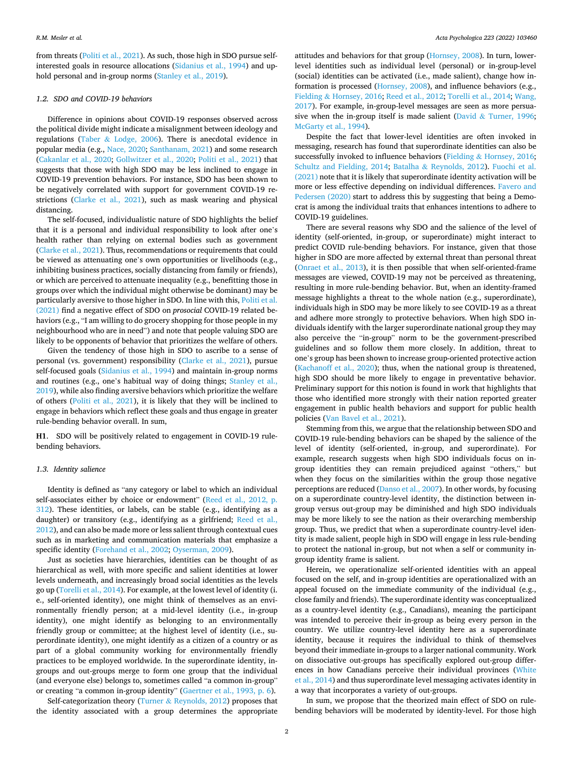from threats (Politi et al., 2021). As such, those high in SDO pursue self-interested goals in resource allocations (Sidanius et al., 1994) and uphold personal and in-group norms (Stanley et al., 2019).

### 1.2. SDO and COVID-19 behaviors

Difference in opinions about COVID-19 responses observed across the political divide might indicate a misalignment between ideology and regulations (Taber & Lodge, 2006). There is anecdotal evidence in popular media (e.g., Nace, 2020; Santhanam, 2021) and some research (Cakanlar et al., 2020; Gollwitzer et al., 2020; Politi et al., 2021) that suggests that those with high SDO may be less inclined to engage in COVID-19 prevention behaviors. For instance, SDO has been shown to be negatively correlated with support for government COVID-19 restrictions (Clarke et al., 2021), such as mask wearing and physical distancing.

The self-focused, individualistic nature of SDO highlights the belief that it is a personal and individual responsibility to look after one's health rather than relying on external bodies such as government (Clarke et al., 2021). Thus, recommendations or requirements that could be viewed as attenuating one's own opportunities or livelihoods (e.g., inhibiting business practices, socially distancing from family or friends), or which are perceived to attenuate inequality (e.g., benefitting those in groups over which the individual might otherwise be dominant) may be particularly aversive to those higher in SDO. In line with this, Politi et al. (2021) find a negative effect of SDO on *prosocial* COVID-19 related behaviors (e.g., "I am willing to do grocery shopping for those people in my neighbourhood who are in need") and note that people valuing SDO are likely to be opponents of behavior that prioritizes the welfare of others.

Given the tendency of those high in SDO to ascribe to a sense of personal (vs. government) responsibility (Clarke et al., 2021), pursue self-focused goals (Sidanius et al., 1994) and maintain in-group norms and routines (e.g., one's habitual way of doing things; Stanley et al., 2019), while also finding aversive behaviors which prioritize the welfare of others (Politi et al., 2021), it is likely that they will be inclined to engage in behaviors which reflect these goals and thus engage in greater rule-bending behavior overall. In sum,

**H1**. SDO will be positively related to engagement in COVID-19 rule-bending behaviors.

### 1.3. Identity salience

Identity is defined as "any category or label to which an individual self-associates either by choice or endowment" (Reed et al., 2012, p. 312). These identities, or labels, can be stable (e.g., identifying as a daughter) or transitory (e.g., identifying as a girlfriend; Reed et al., 2012), and can also be made more or less salient through contextual cues such as in marketing and communication materials that emphasize a specific identity (Forehand et al., 2002; Oyserman, 2009).

Just as societies have hierarchies, identities can be thought of as hierarchical as well, with more specific and salient identities at lower levels underneath, and increasingly broad social identities as the levels go up (Torelli et al., 2014). For example, at the lowest level of identity (i.e., self-oriented identity), one might think of themselves as an environmentally friendly person; at a mid-level identity (i.e., in-group identity), one might identify as belonging to an environmentally friendly group or committee; at the highest level of identity (i.e., superordinate identity), one might identify as a citizen of a country or as part of a global community working for environmentally friendly practices to be employed worldwide. In the superordinate identity, in-groups and out-groups merge to form one group that the individual (and everyone else) belongs to, sometimes called "a common in-group" or creating "a common in-group identity" (Gaertner et al., 1993, p. 6).

Self-categorization theory (Turner & Reynolds, 2012) proposes that the identity associated with a group determines the appropriate attitudes and behaviors for that group (Hornsey, 2008). In turn, lower-level identities such as individual level (personal) or in-group-level (social) identities can be activated (i.e., made salient), change how information is processed (Hornsey, 2008), and influence behaviors (e.g., Fielding & Hornsey, 2016; Reed et al., 2012; Torelli et al., 2014; Wang, 2017). For example, in-group-level messages are seen as more persuasive when the in-group itself is made salient (David & Turner, 1996; McGarty et al., 1994).

Despite the fact that lower-level identities are often invoked in messaging, research has found that superordinate identities can also be successfully invoked to influence behaviors (Fielding & Hornsey, 2016; Schultz and Fielding, 2014; Batalha & Reynolds, 2012). Fuochi et al. (2021) note that it is likely that superordinate identity activation will be more or less effective depending on individual differences. Favero and Pedersen (2020) start to address this by suggesting that being a Democrat is among the individual traits that enhances intentions to adhere to COVID-19 guidelines.

There are several reasons why SDO and the salience of the level of identity (self-oriented, in-group, or superordinate) might interact to predict COVID rule-bending behaviors. For instance, given that those higher in SDO are more affected by external threat than personal threat (Onraet et al., 2013), it is then possible that when self-oriented-frame messages are viewed, COVID-19 may not be perceived as threatening, resulting in more rule-bending behavior. But, when an identity-framed message highlights a threat to the whole nation (e.g., superordinate), individuals high in SDO may be more likely to see COVID-19 as a threat and adhere more strongly to protective behaviors. When high SDO individuals identify with the larger superordinate national group they may also perceive the "in-group" norm to be the government-prescribed guidelines and so follow them more closely. In addition, threat to one's group has been shown to increase group-oriented protective action (Kachanoff et al., 2020); thus, when the national group is threatened, high SDO should be more likely to engage in preventative behavior. Preliminary support for this notion is found in work that highlights that those who identified more strongly with their nation reported greater engagement in public health behaviors and support for public health policies (Van Bavel et al., 2021).

Stemming from this, we argue that the relationship between SDO and COVID-19 rule-bending behaviors can be shaped by the salience of the level of identity (self-oriented, in-group, and superordinate). For example, research suggests when high SDO individuals focus on in-group identities they can remain prejudiced against "others," but when they focus on the similarities within the group those negative perceptions are reduced (Danso et al., 2007). In other words, by focusing on a superordinate country-level identity, the distinction between in-group versus out-group may be diminished and high SDO individuals may be more likely to see the nation as their overarching membership group. Thus, we predict that when a superordinate country-level identity is made salient, people high in SDO will engage in less rule-bending to protect the national in-group, but not when a self or community in-group identity frame is salient.

Herein, we operationalize self-oriented identities with an appeal focused on the self, and in-group identities are operationalized with an appeal focused on the immediate community of the individual (e.g., close family and friends). The superordinate identity was conceptualized as a country-level identity (e.g., Canadians), meaning the participant was intended to perceive their in-group as being every person in the country. We utilize country-level identity here as a superordinate identity, because it requires the individual to think of themselves beyond their immediate in-groups to a larger national community. Work on dissociative out-groups has specifically explored out-group differences in how Canadians perceive their individual provinces (White et al., 2014) and thus superordinate level messaging activates identity in a way that incorporates a variety of out-groups.

In sum, we propose that the theorized main effect of SDO on rule-bending behaviors will be moderated by identity-level. For those high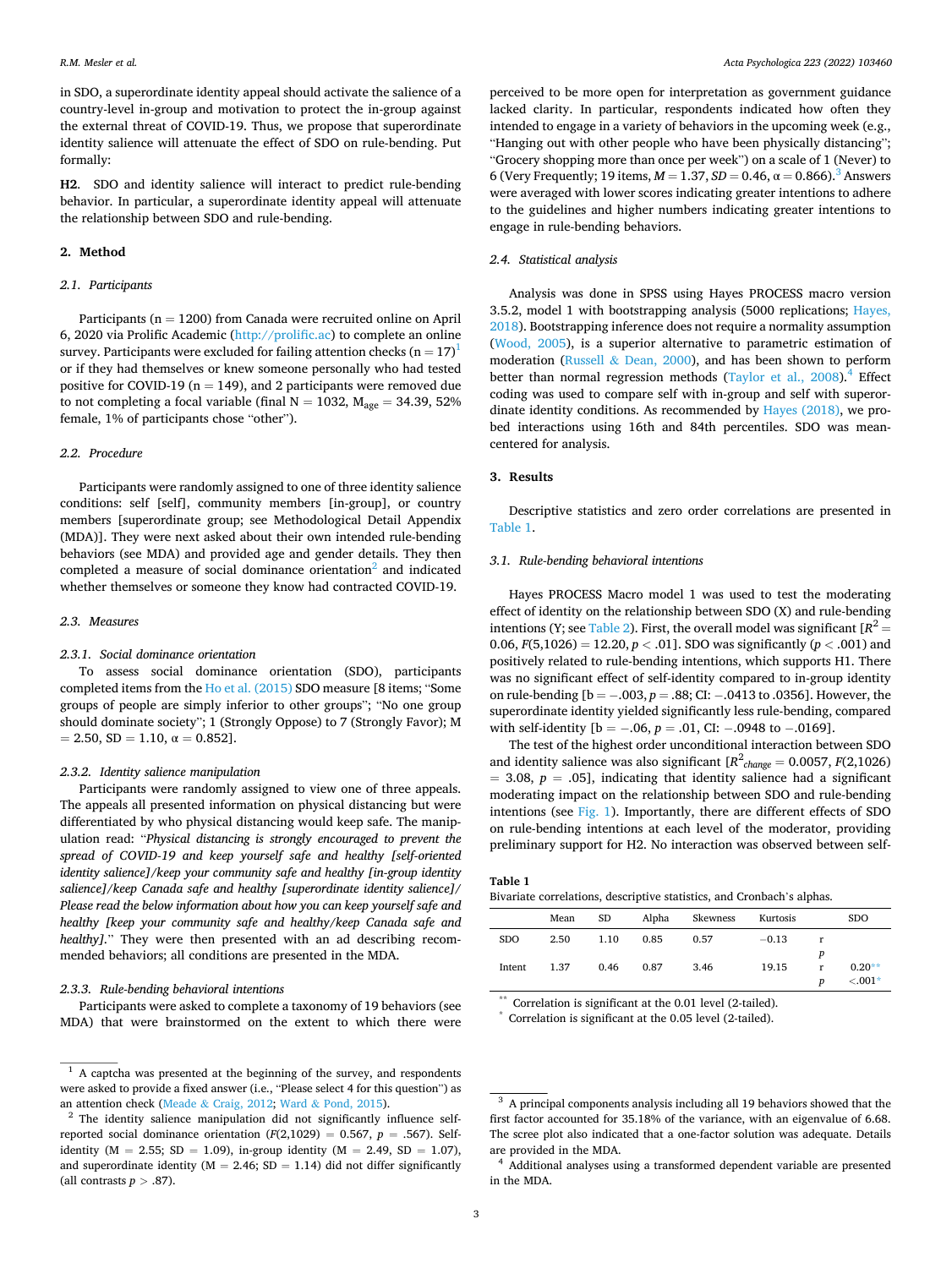in SDO, a superordinate identity appeal should activate the salience of a country-level in-group and motivation to protect the in-group against the external threat of COVID-19. Thus, we propose that superordinate identity salience will attenuate the effect of SDO on rule-bending. Put formally:

**H2**. SDO and identity salience will interact to predict rule-bending behavior. In particular, a superordinate identity appeal will attenuate the relationship between SDO and rule-bending.

## 2. Method

### 2.1. Participants

Participants (n = 1200) from Canada were recruited online on April 6, 2020 via Prolific Academic (http://prolific.ac) to complete an online survey. Participants were excluded for failing attention checks (n = 17)[1] or if they had themselves or knew someone personally who had tested positive for COVID-19 (n = 149), and 2 participants were removed due to not completing a focal variable (final N = 1032, $M_{age}$ = 34.39, 52% female, 1% of participants chose "other").

### 2.2. Procedure

Participants were randomly assigned to one of three identity salience conditions: self [self], community members [in-group], or country members [superordinate group; see Methodological Detail Appendix (MDA)]. They were next asked about their own intended rule-bending behaviors (see MDA) and provided age and gender details. They then completed a measure of social dominance orientation[2] and indicated whether themselves or someone they know had contracted COVID-19.

### 2.3. Measures

#### 2.3.1. Social dominance orientation

To assess social dominance orientation (SDO), participants completed items from the Ho et al. (2015) SDO measure [8 items; "Some groups of people are simply inferior to other groups"; "No one group should dominate society"; 1 (Strongly Oppose) to 7 (Strongly Favor); M = 2.50, SD = 1.10, α = 0.852].

#### 2.3.2. Identity salience manipulation

Participants were randomly assigned to view one of three appeals. The appeals all presented information on physical distancing but were differentiated by who physical distancing would keep safe. The manipulation read: "*Physical distancing is strongly encouraged to prevent the spread of COVID-19 and keep yourself safe and healthy [self-oriented identity salience]/keep your community safe and healthy [in-group identity salience]/keep Canada safe and healthy [superordinate identity salience]/ Please read the below information about how you can keep yourself safe and healthy [keep your community safe and healthy/keep Canada safe and healthy].*" They were then presented with an ad describing recommended behaviors; all conditions are presented in the MDA.

#### 2.3.3. Rule-bending behavioral intentions

Participants were asked to complete a taxonomy of 19 behaviors (see MDA) that were brainstormed on the extent to which there were perceived to be more open for interpretation as government guidance lacked clarity. In particular, respondents indicated how often they intended to engage in a variety of behaviors in the upcoming week (e.g., "Hanging out with other people who have been physically distancing"; "Grocery shopping more than once per week") on a scale of 1 (Never) to 6 (Very Frequently; 19 items, M = 1.37, SD = 0.46, α = 0.866).[3] Answers were averaged with lower scores indicating greater intentions to adhere to the guidelines and higher numbers indicating greater intentions to engage in rule-bending behaviors.

### 2.4. Statistical analysis

Analysis was done in SPSS using Hayes PROCESS macro version 3.5.2, model 1 with bootstrapping analysis (5000 replications; Hayes, 2018). Bootstrapping inference does not require a normality assumption (Wood, 2005), is a superior alternative to parametric estimation of moderation (Russell & Dean, 2000), and has been shown to perform better than normal regression methods (Taylor et al., 2008).[4] Effect coding was used to compare self with in-group and self with superordinate identity conditions. As recommended by Hayes (2018), we probed interactions using 16th and 84th percentiles. SDO was mean-centered for analysis.

## 3. Results

Descriptive statistics and zero order correlations are presented in Table 1.

### 3.1. Rule-bending behavioral intentions

Hayes PROCESS Macro model 1 was used to test the moderating effect of identity on the relationship between SDO (X) and rule-bending intentions (Y; see Table 2). First, the overall model was significant [$R^2$ = 0.06, $F(5,1026)$ = 12.20, $p < .01$]. SDO was significantly ($p < .001$) and positively related to rule-bending intentions, which supports H1. There was no significant effect of self-identity compared to in-group identity on rule-bending [b = −.003, $p$ = .88; CI: −.0413 to .0356]. However, the superordinate identity yielded significantly less rule-bending, compared with self-identity [b = −.06, $p$ = .01, CI: −.0948 to −.0169].

The test of the highest order unconditional interaction between SDO and identity salience was also significant [$R^2_{change}$ = 0.0057, $F(2,1026)$ = 3.08, $p$ = .05], indicating that identity salience had a significant moderating impact on the relationship between SDO and rule-bending intentions (see Fig. 1). Importantly, there are different effects of SDO on rule-bending intentions at each level of the moderator, providing preliminary support for H2. No interaction was observed between self-

**Table 1**
Bivariate correlations, descriptive statistics, and Cronbach's alphas.

| | Mean | SD | Alpha | Skewness | Kurtosis | | SDO |
|---|---|---|---|---|---|---|---|
| SDO | 2.50 | 1.10 | 0.85 | 0.57 | −0.13 | r | |
| | | | | | | p | |
| Intent | 1.37 | 0.46 | 0.87 | 3.46 | 19.15 | r | 0.20** |
| | | | | | | p | <.001* |

** Correlation is significant at the 0.01 level (2-tailed).
* Correlation is significant at the 0.05 level (2-tailed).

[1] A captcha was presented at the beginning of the survey, and respondents were asked to provide a fixed answer (i.e., "Please select 4 for this question") as an attention check (Meade & Craig, 2012; Ward & Pond, 2015).

[2] The identity salience manipulation did not significantly influence self-reported social dominance orientation ($F(2,1029)$ = 0.567, $p$ = .567). Self-identity (M = 2.55; SD = 1.09), in-group identity (M = 2.49, SD = 1.07), and superordinate identity (M = 2.46; SD = 1.14) did not differ significantly (all contrasts $p > .87$).

[3] A principal components analysis including all 19 behaviors showed that the first factor accounted for 35.18% of the variance, with an eigenvalue of 6.68. The scree plot also indicated that a one-factor solution was adequate. Details are provided in the MDA.

[4] Additional analyses using a transformed dependent variable are presented in the MDA.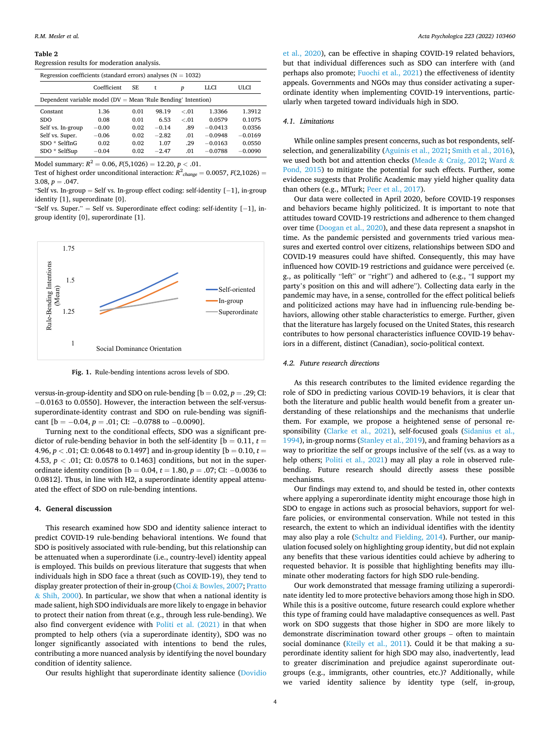**Table 2**
Regression results for moderation analysis.

| Regression coefficients (standard errors) analyses (N = 1032) | | | | | | |
|---|---|---|---|---|---|---|
| | Coefficient | SE | t | $p$ | LLCI | ULCI |
| Dependent variable model (DV = Mean 'Rule Bending' Intention) | | | | | | |
| Constant | 1.36 | 0.01 | 98.19 | <.01 | 1.3366 | 1.3912 |
| SDO | 0.08 | 0.01 | 6.53 | <.01 | 0.0579 | 0.1075 |
| Self vs. In-group | −0.00 | 0.02 | −0.14 | .89 | −0.0413 | 0.0356 |
| Self vs. Super. | −0.06 | 0.02 | −2.82 | .01 | −0.0948 | −0.0169 |
| SDO * SelfInG | 0.02 | 0.02 | 1.07 | .29 | −0.0163 | 0.0550 |
| SDO * SelfSup | −0.04 | 0.02 | −2.47 | .01 | −0.0788 | −0.0090 |

Model summary: $R^2 = 0.06$, $F(5,1026) = 12.20$, $p < .01$.
Test of highest order unconditional interaction: $R^2_{change} = 0.0057$, $F(2,1026) = 3.08$, $p = .047$.
"Self vs. In-group = Self vs. In-group effect coding: self-identity [−1], in-group identity [1], superordinate [0].
"Self vs. Super." = Self vs. Superordinate effect coding: self-identity [−1], in-group identity [0], superordinate [1].

**Fig. 1.** Rule-bending intentions across levels of SDO.

versus-in-group-identity and SDO on rule-bending [b = 0.02, $p = .29$; CI: −0.0163 to 0.0550]. However, the interaction between the self-versus-superordinate-identity contrast and SDO on rule-bending was significant [b = −0.04, $p = .01$; CI: −0.0788 to −0.0090].

Turning next to the conditional effects, SDO was a significant predictor of rule-bending behavior in both the self-identity [b = 0.11, $t = 4.96$, $p < .01$; CI: 0.0648 to 0.1497] and in-group identity [b = 0.10, $t = 4.53$, $p < .01$; CI: 0.0578 to 0.1463] conditions, but not in the superordinate identity condition [b = 0.04, $t = 1.80$, $p = .07$; CI: −0.0036 to 0.0812]. Thus, in line with H2, a superordinate identity appeal attenuated the effect of SDO on rule-bending intentions.

## 4. General discussion

This research examined how SDO and identity salience interact to predict COVID-19 rule-bending behavioral intentions. We found that SDO is positively associated with rule-bending, but this relationship can be attenuated when a superordinate (i.e., country-level) identity appeal is employed. This builds on previous literature that suggests that when individuals high in SDO face a threat (such as COVID-19), they tend to display greater protection of their in-group (Choi & Bowles, 2007; Pratto & Shih, 2000). In particular, we show that when a national identity is made salient, high SDO individuals are more likely to engage in behavior to protect their nation from threat (e.g., through less rule-bending). We also find convergent evidence with Politi et al. (2021) in that when prompted to help others (via a superordinate identity), SDO was no longer significantly associated with intentions to bend the rules, contributing a more nuanced analysis by identifying the novel boundary condition of identity salience.

Our results highlight that superordinate identity salience (Dovidio et al., 2020), can be effective in shaping COVID-19 related behaviors, but that individual differences such as SDO can interfere with (and perhaps also promote; Fuochi et al., 2021) the effectiveness of identity appeals. Governments and NGOs may thus consider activating a superordinate identity when implementing COVID-19 interventions, particularly when targeted toward individuals high in SDO.

### 4.1. Limitations

While online samples present concerns, such as bot respondents, self-selection, and generalizability (Aguinis et al., 2021; Smith et al., 2016), we used both bot and attention checks (Meade & Craig, 2012; Ward & Pond, 2015) to mitigate the potential for such effects. Further, some evidence suggests that Prolific Academic may yield higher quality data than others (e.g., MTurk; Peer et al., 2017).

Our data were collected in April 2020, before COVID-19 responses and behaviors became highly politicized. It is important to note that attitudes toward COVID-19 restrictions and adherence to them changed over time (Doogan et al., 2020), and these data represent a snapshot in time. As the pandemic persisted and governments tried various measures and exerted control over citizens, relationships between SDO and COVID-19 measures could have shifted. Consequently, this may have influenced how COVID-19 restrictions and guidance were perceived (e.g., as politically "left" or "right") and adhered to (e.g., "I support my party's position on this and will adhere"). Collecting data early in the pandemic may have, in a sense, controlled for the effect political beliefs and politicized actions may have had in influencing rule-bending behaviors, allowing other stable characteristics to emerge. Further, given that the literature has largely focused on the United States, this research contributes to how personal characteristics influence COVID-19 behaviors in a different, distinct (Canadian), socio-political context.

### 4.2. Future research directions

As this research contributes to the limited evidence regarding the role of SDO in predicting various COVID-19 behaviors, it is clear that both the literature and public health would benefit from a greater understanding of these relationships and the mechanisms that underlie them. For example, we propose a heightened sense of personal responsibility (Clarke et al., 2021), self-focused goals (Sidanius et al., 1994), in-group norms (Stanley et al., 2019), and framing behaviors as a way to prioritize the self or groups inclusive of the self (vs. as a way to help others; Politi et al., 2021) may all play a role in observed rule-bending. Future research should directly assess these possible mechanisms.

Our findings may extend to, and should be tested in, other contexts where applying a superordinate identity might encourage those high in SDO to engage in actions such as prosocial behaviors, support for welfare policies, or environmental conservation. While not tested in this research, the extent to which an individual identifies with the identity may also play a role (Schultz and Fielding, 2014). Further, our manipulation focused solely on highlighting group identity, but did not explain any benefits that these various identities could achieve by adhering to requested behavior. It is possible that highlighting benefits may illuminate other moderating factors for high SDO rule-bending.

Our work demonstrated that message framing utilizing a superordinate identity led to more protective behaviors among those high in SDO. While this is a positive outcome, future research could explore whether this type of framing could have maladaptive consequences as well. Past work on SDO suggests that those higher in SDO are more likely to demonstrate discrimination toward other groups – often to maintain social dominance (Kteily et al., 2011). Could it be that making a superordinate identity salient for high SDO may also, inadvertently, lead to greater discrimination and prejudice against superordinate outgroups (e.g., immigrants, other countries, etc.)? Additionally, while we varied identity salience by identity type (self, in-group,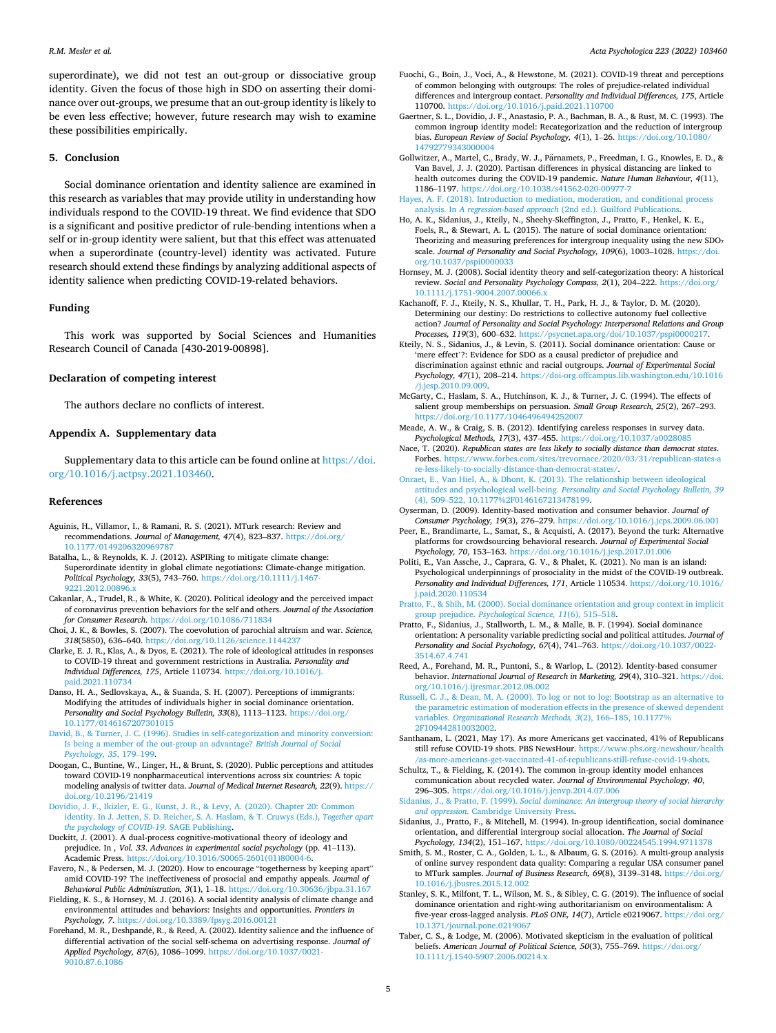superordinate), we did not test an out-group or dissociative group identity. Given the focus of those high in SDO on asserting their dominance over out-groups, we presume that an out-group identity is likely to be even less effective; however, future research may wish to examine these possibilities empirically.

## 5. Conclusion

Social dominance orientation and identity salience are examined in this research as variables that may provide utility in understanding how individuals respond to the COVID-19 threat. We find evidence that SDO is a significant and positive predictor of rule-bending intentions when a self or in-group identity were salient, but that this effect was attenuated when a superordinate (country-level) identity was activated. Future research should extend these findings by analyzing additional aspects of identity salience when predicting COVID-19-related behaviors.

## Funding

This work was supported by Social Sciences and Humanities Research Council of Canada [430-2019-00898].

## Declaration of competing interest

The authors declare no conflicts of interest.

## Appendix A. Supplementary data

Supplementary data to this article can be found online at https://doi.org/10.1016/j.actpsy.2021.103460.

## References

Aguinis, H., Villamor, I., & Ramani, R. S. (2021). MTurk research: Review and recommendations. *Journal of Management, 47*(4), 823–837. https://doi.org/10.1177/0149206320969787

Batalha, L., & Reynolds, K. J. (2012). ASPIRing to mitigate climate change: Superordinate identity in global climate negotiations: Climate-change mitigation. *Political Psychology, 33*(5), 743–760. https://doi.org/10.1111/j.1467-9221.2012.00896.x

Cakanlar, A., Trudel, R., & White, K. (2020). Political ideology and the perceived impact of coronavirus prevention behaviors for the self and others. *Journal of the Association for Consumer Research*. https://doi.org/10.1086/711834

Choi, J. K., & Bowles, S. (2007). The coevolution of parochial altruism and war. *Science, 318*(5850), 636–640. https://doi.org/10.1126/science.1144237

Clarke, E. J. R., Klas, A., & Dyos, E. (2021). The role of ideological attitudes in responses to COVID-19 threat and government restrictions in Australia. *Personality and Individual Differences, 175*, Article 110734. https://doi.org/10.1016/j.paid.2021.110734

Danso, H. A., Sedlovskaya, A., & Suanda, S. H. (2007). Perceptions of immigrants: Modifying the attitudes of individuals higher in social dominance orientation. *Personality and Social Psychology Bulletin, 33*(8), 1113–1123. https://doi.org/10.1177/0146167207301015

David, B., & Turner, J. C. (1996). Studies in self-categorization and minority conversion: Is being a member of the out-group an advantage? *British Journal of Social Psychology, 35*, 179–199.

Doogan, C., Buntine, W., Linger, H., & Brunt, S. (2020). Public perceptions and attitudes toward COVID-19 nonpharmaceutical interventions across six countries: A topic modeling analysis of twitter data. *Journal of Medical Internet Research, 22*(9). https://doi.org/10.2196/21419

Dovidio, J. F., Ikizler, E. G., Kunst, J. R., & Levy, A. (2020). Chapter 20: Common identity. In J. Jetten, S. D. Reicher, S. A. Haslam, & T. Cruwys (Eds.), *Together apart the psychology of COVID-19*. SAGE Publishing.

Duckitt, J. (2001). A dual-process cognitive-motivational theory of ideology and prejudice. In *, Vol. 33*. *Advances in experimental social psychology* (pp. 41–113). Academic Press. https://doi.org/10.1016/S0065-2601(01)80004-6.

Favero, N., & Pedersen, M. J. (2020). How to encourage "togetherness by keeping apart" amid COVID-19? The ineffectiveness of prosocial and empathy appeals. *Journal of Behavioral Public Administration, 3*(1), 1–18. https://doi.org/10.30636/jbpa.31.167

Fielding, K. S., & Hornsey, M. J. (2016). A social identity analysis of climate change and environmental attitudes and behaviors: Insights and opportunities. *Frontiers in Psychology, 7*. https://doi.org/10.3389/fpsyg.2016.00121

Forehand, M. R., Deshpandé, R., & Reed, A. (2002). Identity salience and the influence of differential activation of the social self-schema on advertising response. *Journal of Applied Psychology, 87*(6), 1086–1099. https://doi.org/10.1037/0021-9010.87.6.1086

Fuochi, G., Boin, J., Voci, A., & Hewstone, M. (2021). COVID-19 threat and perceptions of common belonging with outgroups: The roles of prejudice-related individual differences and intergroup contact. *Personality and Individual Differences, 175*, Article 110700. https://doi.org/10.1016/j.paid.2021.110700

Gaertner, S. L., Dovidio, J. F., Anastasio, P. A., Bachman, B. A., & Rust, M. C. (1993). The common ingroup identity model: Recategorization and the reduction of intergroup bias. *European Review of Social Psychology, 4*(1), 1–26. https://doi.org/10.1080/14792779343000004

Gollwitzer, A., Martel, C., Brady, W. J., Pärnamets, P., Freedman, I. G., Knowles, E. D., & Van Bavel, J. J. (2020). Partisan differences in physical distancing are linked to health outcomes during the COVID-19 pandemic. *Nature Human Behaviour, 4*(11), 1186–1197. https://doi.org/10.1038/s41562-020-00977-7

Hayes, A. F. (2018). Introduction to mediation, moderation, and conditional process analysis. In *A regression-based approach* (2nd ed.). Guilford Publications.

Ho, A. K., Sidanius, J., Kteily, N., Sheehy-Skeffington, J., Pratto, F., Henkel, K. E., Foels, R., & Stewart, A. L. (2015). The nature of social dominance orientation: Theorizing and measuring preferences for intergroup inequality using the new SDO₇ scale. *Journal of Personality and Social Psychology, 109*(6), 1003–1028. https://doi.org/10.1037/pspi0000033

Hornsey, M. J. (2008). Social identity theory and self-categorization theory: A historical review. *Social and Personality Psychology Compass, 2*(1), 204–222. https://doi.org/10.1111/j.1751-9004.2007.00066.x

Kachanoff, F. J., Kteily, N. S., Khullar, T. H., Park, H. J., & Taylor, D. M. (2020). Determining our destiny: Do restrictions to collective autonomy fuel collective action? *Journal of Personality and Social Psychology: Interpersonal Relations and Group Processes, 119*(3), 600–632. https://psycnet.apa.org/doi/10.1037/pspi0000217.

Kteily, N. S., Sidanius, J., & Levin, S. (2011). Social dominance orientation: Cause or 'mere effect'?: Evidence for SDO as a causal predictor of prejudice and discrimination against ethnic and racial outgroups. *Journal of Experimental Social Psychology, 47*(1), 208–214. https://doi-org.offcampus.lib.washington.edu/10.1016/j.jesp.2010.09.009.

McGarty, C., Haslam, S. A., Hutchinson, K. J., & Turner, J. C. (1994). The effects of salient group memberships on persuasion. *Small Group Research, 25*(2), 267–293. https://doi.org/10.1177/1046496494252007

Meade, A. W., & Craig, S. B. (2012). Identifying careless responses in survey data. *Psychological Methods, 17*(3), 437–455. https://doi.org/10.1037/a0028085

Nace, T. (2020). *Republican states are less likely to socially distance than democrat states*. Forbes. https://www.forbes.com/sites/trevornace/2020/03/31/republican-states-are-less-likely-to-socially-distance-than-democrat-states/.

Onraet, E., Van Hiel, A., & Dhont, K. (2013). The relationship between ideological attitudes and psychological well-being. *Personality and Social Psychology Bulletin, 39*(4), 509–522, 10.1177%2F0146167213478199.

Oyserman, D. (2009). Identity-based motivation and consumer behavior. *Journal of Consumer Psychology, 19*(3), 276–279. https://doi.org/10.1016/j.jcps.2009.06.001

Peer, E., Brandimarte, L., Samat, S., & Acquisti, A. (2017). Beyond the turk: Alternative platforms for crowdsourcing behavioral research. *Journal of Experimental Social Psychology, 70*, 153–163. https://doi.org/10.1016/j.jesp.2017.01.006

Politi, E., Van Assche, J., Caprara, G. V., & Phalet, K. (2021). No man is an island: Psychological underpinnings of prosociality in the midst of the COVID-19 outbreak. *Personality and Individual Differences, 171*, Article 110534. https://doi.org/10.1016/j.paid.2020.110534

Pratto, F., & Shih, M. (2000). Social dominance orientation and group context in implicit group prejudice. *Psychological Science, 11*(6), 515–518.

Pratto, F., Sidanius, J., Stallworth, L. M., & Malle, B. F. (1994). Social dominance orientation: A personality variable predicting social and political attitudes. *Journal of Personality and Social Psychology, 67*(4), 741–763. https://doi.org/10.1037/0022-3514.67.4.741

Reed, A., Forehand, M. R., Puntoni, S., & Warlop, L. (2012). Identity-based consumer behavior. *International Journal of Research in Marketing, 29*(4), 310–321. https://doi.org/10.1016/j.ijresmar.2012.08.002

Russell, C. J., & Dean, M. A. (2000). To log or not to log: Bootstrap as an alternative to the parametric estimation of moderation effects in the presence of skewed dependent variables. *Organizational Research Methods, 3*(2), 166–185, 10.1177%2F109442810032002.

Santhanam, L. (2021, May 17). As more Americans get vaccinated, 41% of Republicans still refuse COVID-19 shots. PBS NewsHour. https://www.pbs.org/newshour/health/as-more-americans-get-vaccinated-41-of-republicans-still-refuse-covid-19-shots.

Schultz, T., & Fielding, K. (2014). The common in-group identity model enhances communication about recycled water. *Journal of Environmental Psychology, 40*, 296–305. https://doi.org/10.1016/j.jenvp.2014.07.006

Sidanius, J., & Pratto, F. (1999). *Social dominance: An intergroup theory of social hierarchy and oppression*. Cambridge University Press.

Sidanius, J., Pratto, F., & Mitchell, M. (1994). In-group identification, social dominance orientation, and differential intergroup social allocation. *The Journal of Social Psychology, 134*(2), 151–167. https://doi.org/10.1080/00224545.1994.9711378

Smith, S. M., Roster, C. A., Golden, L. L., & Albaum, G. S. (2016). A multi-group analysis of online survey respondent data quality: Comparing a regular USA consumer panel to MTurk samples. *Journal of Business Research, 69*(8), 3139–3148. https://doi.org/10.1016/j.jbusres.2015.12.002

Stanley, S. K., Milfont, T. L., Wilson, M. S., & Sibley, C. G. (2019). The influence of social dominance orientation and right-wing authoritarianism on environmentalism: A five-year cross-lagged analysis. *PLoS ONE, 14*(7), Article e0219067. https://doi.org/10.1371/journal.pone.0219067

Taber, C. S., & Lodge, M. (2006). Motivated skepticism in the evaluation of political beliefs. *American Journal of Political Science, 50*(3), 755–769. https://doi.org/10.1111/j.1540-5907.2006.00214.x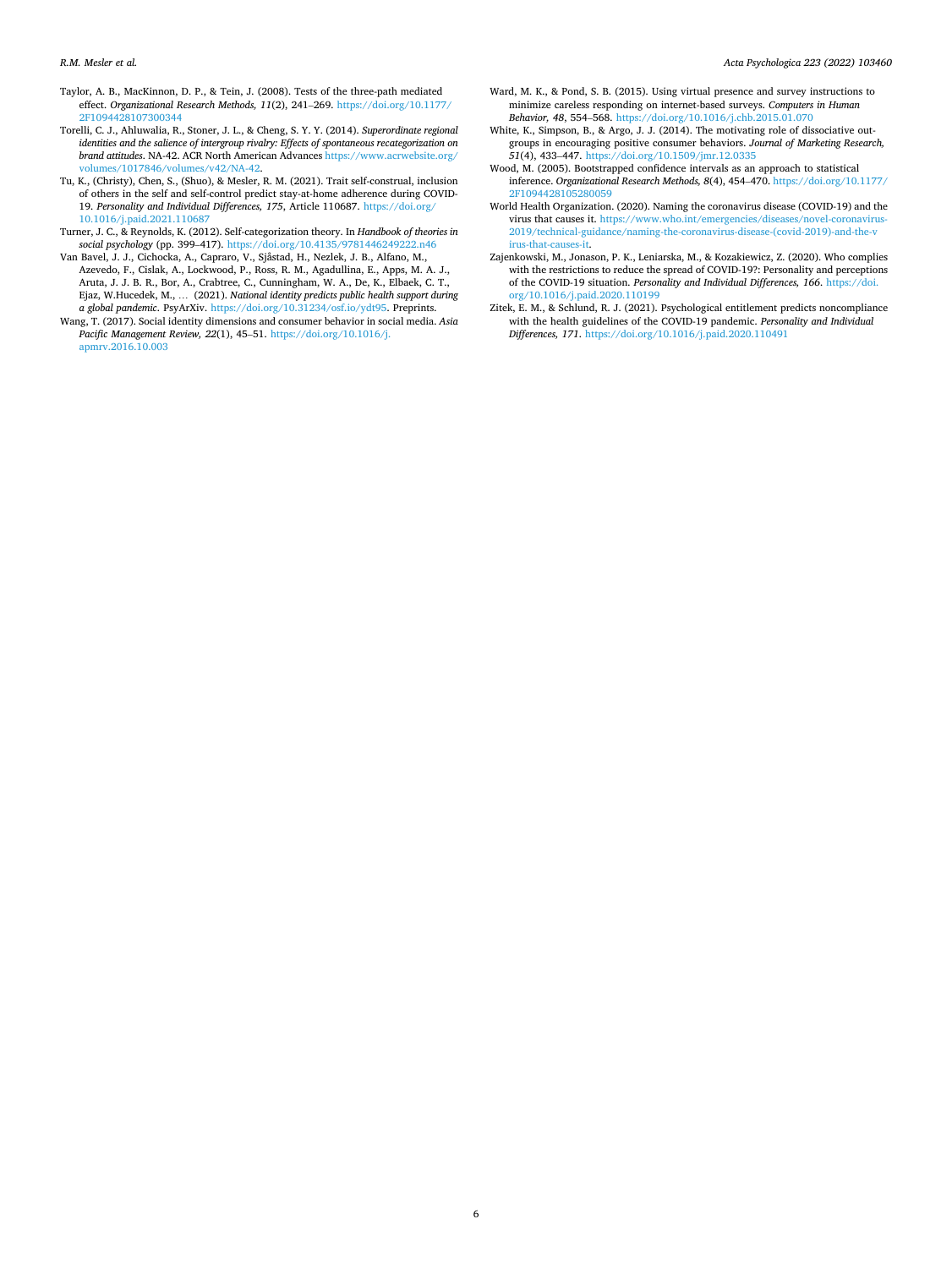Taylor, A. B., MacKinnon, D. P., & Tein, J. (2008). Tests of the three-path mediated effect. *Organizational Research Methods, 11*(2), 241–269. https://doi.org/10.1177/2F1094428107300344

Torelli, C. J., Ahluwalia, R., Stoner, J. L., & Cheng, S. Y. Y. (2014). *Superordinate regional identities and the salience of intergroup rivalry: Effects of spontaneous recategorization on brand attitudes*. NA-42. ACR North American Advances https://www.acrwebsite.org/volumes/1017846/volumes/v42/NA-42.

Tu, K., (Christy), Chen, S., (Shuo), & Mesler, R. M. (2021). Trait self-construal, inclusion of others in the self and self-control predict stay-at-home adherence during COVID-19. *Personality and Individual Differences, 175*, Article 110687. https://doi.org/10.1016/j.paid.2021.110687

Turner, J. C., & Reynolds, K. (2012). Self-categorization theory. In *Handbook of theories in social psychology* (pp. 399–417). https://doi.org/10.4135/9781446249222.n46

Van Bavel, J. J., Cichocka, A., Capraro, V., Sjåstad, H., Nezlek, J. B., Alfano, M., Azevedo, F., Cislak, A., Lockwood, P., Ross, R. M., Agadullina, E., Apps, M. A. J., Aruta, J. J. B. R., Bor, A., Crabtree, C., Cunningham, W. A., De, K., Elbaek, C. T., Ejaz, W.Hucedek, M., … (2021). *National identity predicts public health support during a global pandemic*. PsyArXiv. https://doi.org/10.31234/osf.io/ydt95. Preprints.

Wang, T. (2017). Social identity dimensions and consumer behavior in social media. *Asia Pacific Management Review, 22*(1), 45–51. https://doi.org/10.1016/j.apmrv.2016.10.003

Ward, M. K., & Pond, S. B. (2015). Using virtual presence and survey instructions to minimize careless responding on internet-based surveys. *Computers in Human Behavior, 48*, 554–568. https://doi.org/10.1016/j.chb.2015.01.070

White, K., Simpson, B., & Argo, J. J. (2014). The motivating role of dissociative out-groups in encouraging positive consumer behaviors. *Journal of Marketing Research, 51*(4), 433–447. https://doi.org/10.1509/jmr.12.0335

Wood, M. (2005). Bootstrapped confidence intervals as an approach to statistical inference. *Organizational Research Methods, 8*(4), 454–470. https://doi.org/10.1177/2F1094428105280059

World Health Organization. (2020). Naming the coronavirus disease (COVID-19) and the virus that causes it. https://www.who.int/emergencies/diseases/novel-coronavirus-2019/technical-guidance/naming-the-coronavirus-disease-(covid-2019)-and-the-virus-that-causes-it.

Zajenkowski, M., Jonason, P. K., Leniarska, M., & Kozakiewicz, Z. (2020). Who complies with the restrictions to reduce the spread of COVID-19?: Personality and perceptions of the COVID-19 situation. *Personality and Individual Differences, 166*. https://doi.org/10.1016/j.paid.2020.110199

Zitek, E. M., & Schlund, R. J. (2021). Psychological entitlement predicts noncompliance with the health guidelines of the COVID-19 pandemic. *Personality and Individual Differences, 171*. https://doi.org/10.1016/j.paid.2020.110491